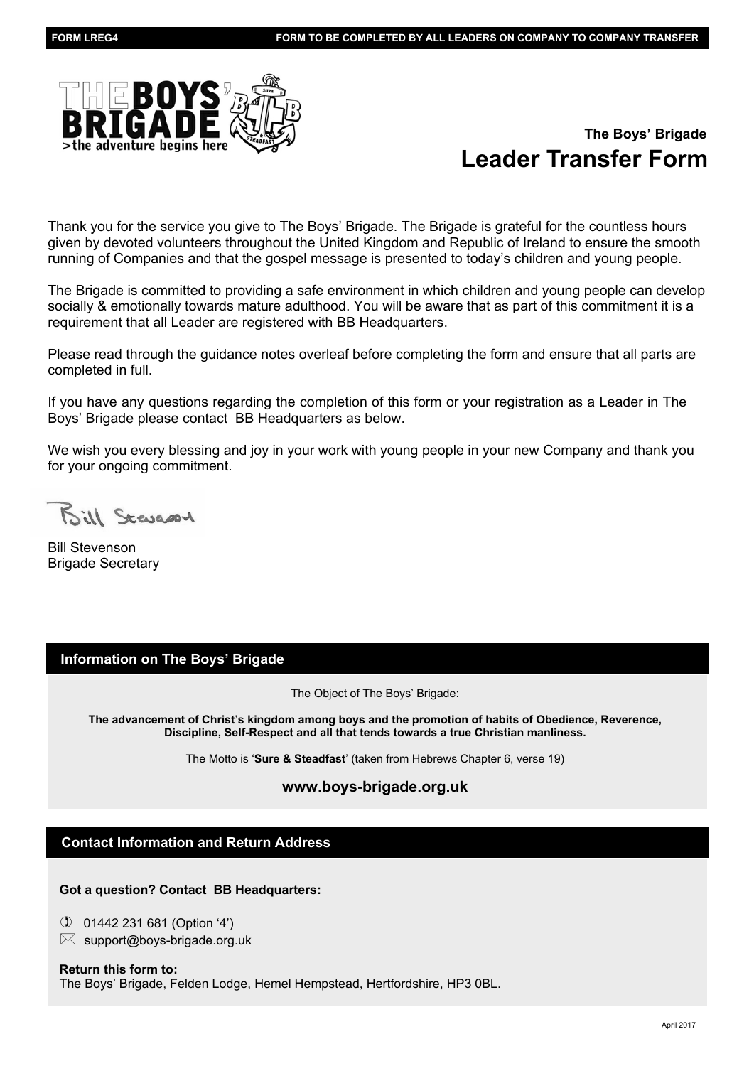FORM LREG4 — FORM TO BE COMPLETED BY ALL LEADERS ON COMPANY TO COMPANY TRANSFER

**The Boys' Brigade**

# Leader Transfer Form

Thank you for the service you give to The Boys' Brigade. The Brigade is grateful for the countless hours given by devoted volunteers throughout the United Kingdom and Republic of Ireland to ensure the smooth running of Companies and that the gospel message is presented to today's children and young people.

The Brigade is committed to providing a safe environment in which children and young people can develop socially & emotionally towards mature adulthood. You will be aware that as part of this commitment it is a requirement that all Leader are registered with BB Headquarters.

Please read through the guidance notes overleaf before completing the form and ensure that all parts are completed in full.

If you have any questions regarding the completion of this form or your registration as a Leader in The Boys' Brigade please contact BB Headquarters as below.

We wish you every blessing and joy in your work with young people in your new Company and thank you for your ongoing commitment.

Bill Stevenson
Brigade Secretary

## Information on The Boys' Brigade

The Object of The Boys' Brigade:

**The advancement of Christ's kingdom among boys and the promotion of habits of Obedience, Reverence, Discipline, Self-Respect and all that tends towards a true Christian manliness.**

The Motto is '**Sure & Steadfast**' (taken from Hebrews Chapter 6, verse 19)

**www.boys-brigade.org.uk**

## Contact Information and Return Address

**Got a question? Contact BB Headquarters:**

01442 231 681 (Option '4')
support@boys-brigade.org.uk

**Return this form to:**
The Boys' Brigade, Felden Lodge, Hemel Hempstead, Hertfordshire, HP3 0BL.

April 2017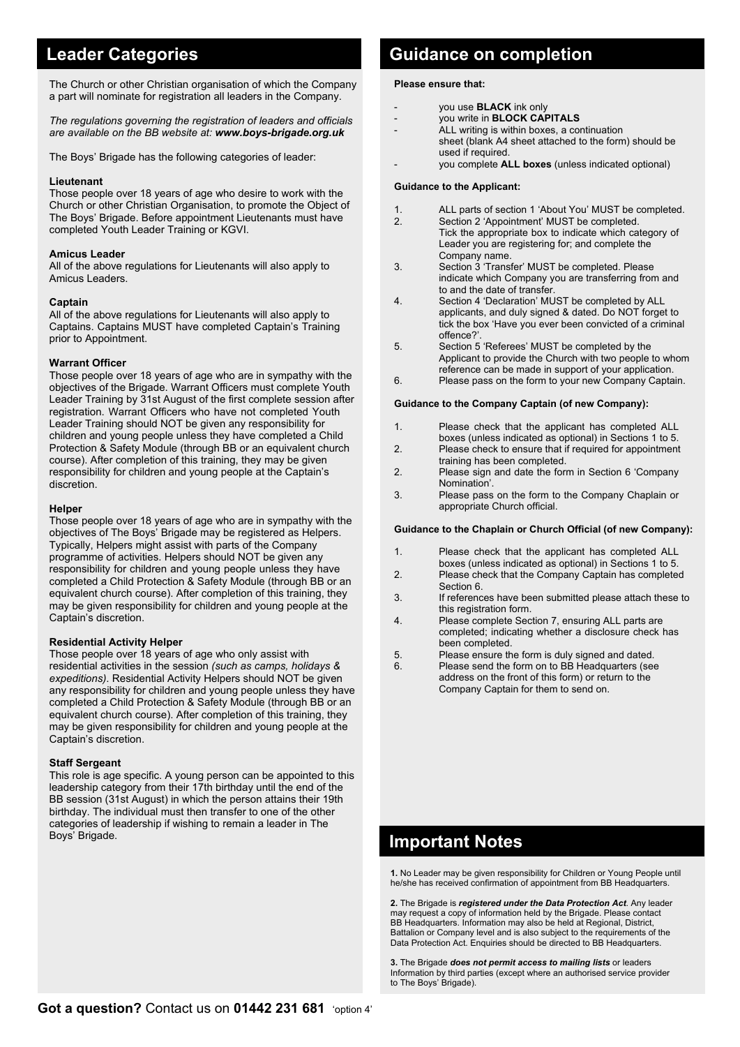## Leader Categories

The Church or other Christian organisation of which the Company a part will nominate for registration all leaders in the Company.

*The regulations governing the registration of leaders and officials are available on the BB website at: **www.boys-brigade.org.uk***

The Boys' Brigade has the following categories of leader:

**Lieutenant**
Those people over 18 years of age who desire to work with the Church or other Christian Organisation, to promote the Object of The Boys' Brigade. Before appointment Lieutenants must have completed Youth Leader Training or KGVI.

**Amicus Leader**
All of the above regulations for Lieutenants will also apply to Amicus Leaders.

**Captain**
All of the above regulations for Lieutenants will also apply to Captains. Captains MUST have completed Captain's Training prior to Appointment.

**Warrant Officer**
Those people over 18 years of age who are in sympathy with the objectives of the Brigade. Warrant Officers must complete Youth Leader Training by 31st August of the first complete session after registration. Warrant Officers who have not completed Youth Leader Training should NOT be given any responsibility for children and young people unless they have completed a Child Protection & Safety Module (through BB or an equivalent church course). After completion of this training, they may be given responsibility for children and young people at the Captain's discretion.

**Helper**
Those people over 18 years of age who are in sympathy with the objectives of The Boys' Brigade may be registered as Helpers. Typically, Helpers might assist with parts of the Company programme of activities. Helpers should NOT be given any responsibility for children and young people unless they have completed a Child Protection & Safety Module (through BB or an equivalent church course). After completion of this training, they may be given responsibility for children and young people at the Captain's discretion.

**Residential Activity Helper**
Those people over 18 years of age who only assist with residential activities in the session *(such as camps, holidays & expeditions)*. Residential Activity Helpers should NOT be given any responsibility for children and young people unless they have completed a Child Protection & Safety Module (through BB or an equivalent church course). After completion of this training, they may be given responsibility for children and young people at the Captain's discretion.

**Staff Sergeant**
This role is age specific. A young person can be appointed to this leadership category from their 17th birthday until the end of the BB session (31st August) in which the person attains their 19th birthday. The individual must then transfer to one of the other categories of leadership if wishing to remain a leader in The Boys' Brigade.

## Guidance on completion

**Please ensure that:**

- you use **BLACK** ink only
- you write in **BLOCK CAPITALS**
- ALL writing is within boxes, a continuation sheet (blank A4 sheet attached to the form) should be used if required.
- you complete **ALL boxes** (unless indicated optional)

**Guidance to the Applicant:**

1. ALL parts of section 1 'About You' MUST be completed.
2. Section 2 'Appointment' MUST be completed. Tick the appropriate box to indicate which category of Leader you are registering for; and complete the Company name.
3. Section 3 'Transfer' MUST be completed. Please indicate which Company you are transferring from and to and the date of transfer.
4. Section 4 'Declaration' MUST be completed by ALL applicants, and duly signed & dated. Do NOT forget to tick the box 'Have you ever been convicted of a criminal offence?'.
5. Section 5 'Referees' MUST be completed by the Applicant to provide the Church with two people to whom reference can be made in support of your application.
6. Please pass on the form to your new Company Captain.

**Guidance to the Company Captain (of new Company):**

1. Please check that the applicant has completed ALL boxes (unless indicated as optional) in Sections 1 to 5.
2. Please check to ensure that if required for appointment training has been completed.
2. Please sign and date the form in Section 6 'Company Nomination'.
3. Please pass on the form to the Company Chaplain or appropriate Church official.

**Guidance to the Chaplain or Church Official (of new Company):**

1. Please check that the applicant has completed ALL boxes (unless indicated as optional) in Sections 1 to 5.
2. Please check that the Company Captain has completed Section 6.
3. If references have been submitted please attach these to this registration form.
4. Please complete Section 7, ensuring ALL parts are completed; indicating whether a disclosure check has been completed.
5. Please ensure the form is duly signed and dated.
6. Please send the form on to BB Headquarters (see address on the front of this form) or return to the Company Captain for them to send on.

## Important Notes

**1.** No Leader may be given responsibility for Children or Young People until he/she has received confirmation of appointment from BB Headquarters.

**2.** The Brigade is ***registered under the Data Protection Act***. Any leader may request a copy of information held by the Brigade. Please contact BB Headquarters. Information may also be held at Regional, District, Battalion or Company level and is also subject to the requirements of the Data Protection Act. Enquiries should be directed to BB Headquarters.

**3.** The Brigade ***does not permit access to mailing lists*** or leaders Information by third parties (except where an authorised service provider to The Boys' Brigade).

**Got a question?** Contact us on **01442 231 681** 'option 4'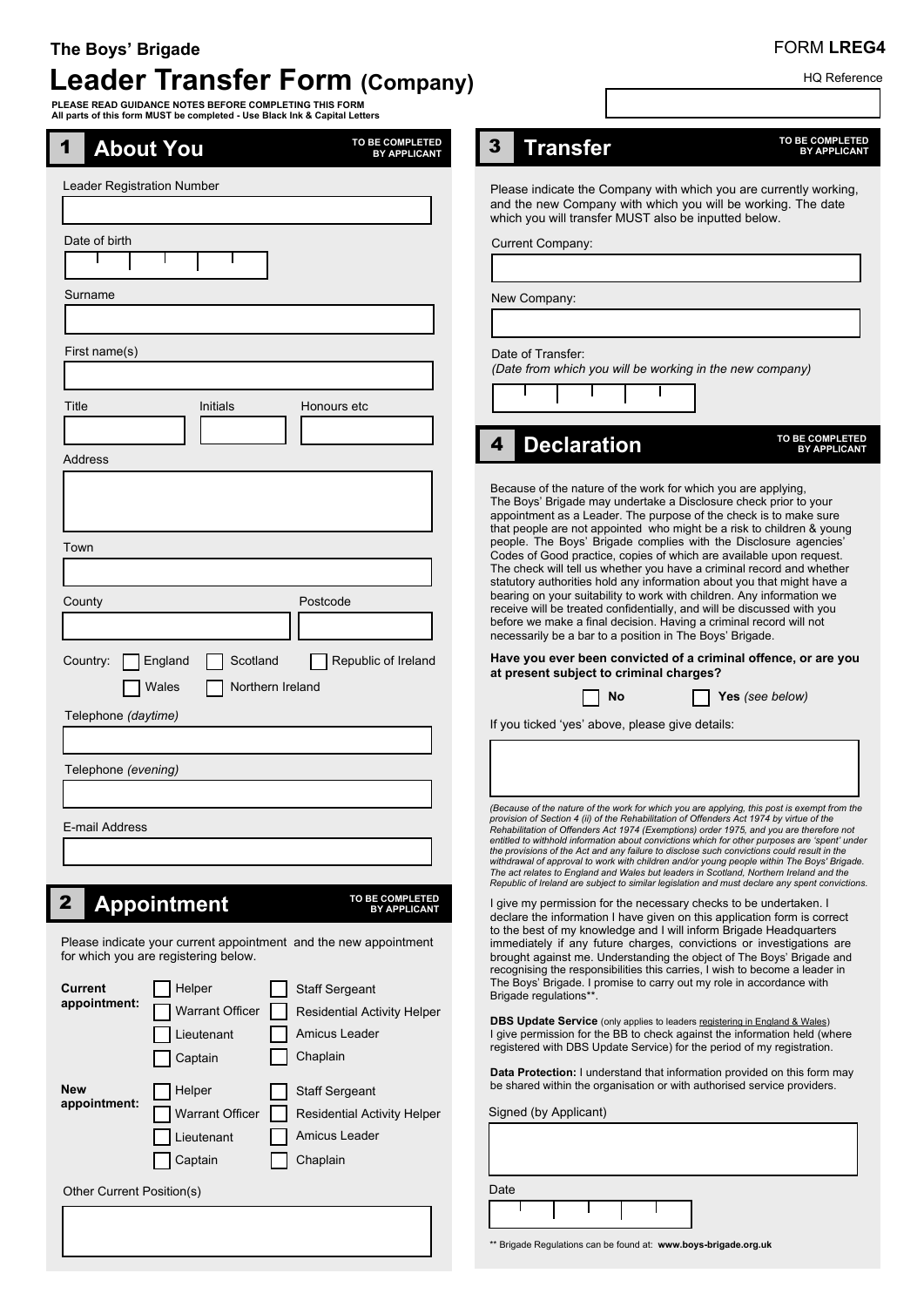The Boys' Brigade

FORM **LREG4**

# Leader Transfer Form (Company)

HQ Reference

**PLEASE READ GUIDANCE NOTES BEFORE COMPLETING THIS FORM**
**All parts of this form MUST be completed - Use Black Ink & Capital Letters**

## 1 About You

TO BE COMPLETED BY APPLICANT

Leader Registration Number

Date of birth

Surname

First name(s)

Title | Initials | Honours etc

Address

Town

County | Postcode

Country: ☐ England ☐ Scotland ☐ Republic of Ireland ☐ Wales ☐ Northern Ireland

Telephone *(daytime)*

Telephone *(evening)*

E-mail Address

## 2 Appointment

TO BE COMPLETED BY APPLICANT

Please indicate your current appointment and the new appointment for which you are registering below.

**Current appointment:**
☐ Helper ☐ Staff Sergeant
☐ Warrant Officer ☐ Residential Activity Helper
☐ Lieutenant ☐ Amicus Leader
☐ Captain ☐ Chaplain

**New appointment:**
☐ Helper ☐ Staff Sergeant
☐ Warrant Officer ☐ Residential Activity Helper
☐ Lieutenant ☐ Amicus Leader
☐ Captain ☐ Chaplain

Other Current Position(s)

## 3 Transfer

TO BE COMPLETED BY APPLICANT

Please indicate the Company with which you are currently working, and the new Company with which you will be working. The date which you will transfer MUST also be inputted below.

Current Company:

New Company:

Date of Transfer:
*(Date from which you will be working in the new company)*

## 4 Declaration

TO BE COMPLETED BY APPLICANT

Because of the nature of the work for which you are applying, The Boys' Brigade may undertake a Disclosure check prior to your appointment as a Leader. The purpose of the check is to make sure that people are not appointed who might be a risk to children & young people. The Boys' Brigade complies with the Disclosure agencies' Codes of Good practice, copies of which are available upon request. The check will tell us whether you have a criminal record and whether statutory authorities hold any information about you that might have a bearing on your suitability to work with children. Any information we receive will be treated confidentially, and will be discussed with you before we make a final decision. Having a criminal record will not necessarily be a bar to a position in The Boys' Brigade.

**Have you ever been convicted of a criminal offence, or are you at present subject to criminal charges?**

☐ **No** ☐ **Yes** *(see below)*

If you ticked 'yes' above, please give details:

*(Because of the nature of the work for which you are applying, this post is exempt from the provision of Section 4 (ii) of the Rehabilitation of Offenders Act 1974 by virtue of the Rehabilitation of Offenders Act 1974 (Exemptions) order 1975, and you are therefore not entitled to withhold information about convictions which for other purposes are 'spent' under the provisions of the Act and any failure to disclose such convictions could result in the withdrawal of approval to work with children and/or young people within The Boys' Brigade. The act relates to England and Wales but leaders in Scotland, Northern Ireland and the Republic of Ireland are subject to similar legislation and must declare any spent convictions.*

I give my permission for the necessary checks to be undertaken. I declare the information I have given on this application form is correct to the best of my knowledge and I will inform Brigade Headquarters immediately if any future charges, convictions or investigations are brought against me. Understanding the object of The Boys' Brigade and recognising the responsibilities this carries, I wish to become a leader in The Boys' Brigade. I promise to carry out my role in accordance with Brigade regulations**.

**DBS Update Service** (only applies to leaders registering in England & Wales) I give permission for the BB to check against the information held (where registered with DBS Update Service) for the period of my registration.

**Data Protection:** I understand that information provided on this form may be shared within the organisation or with authorised service providers.

Signed (by Applicant)

Date

** Brigade Regulations can be found at: **www.boys-brigade.org.uk**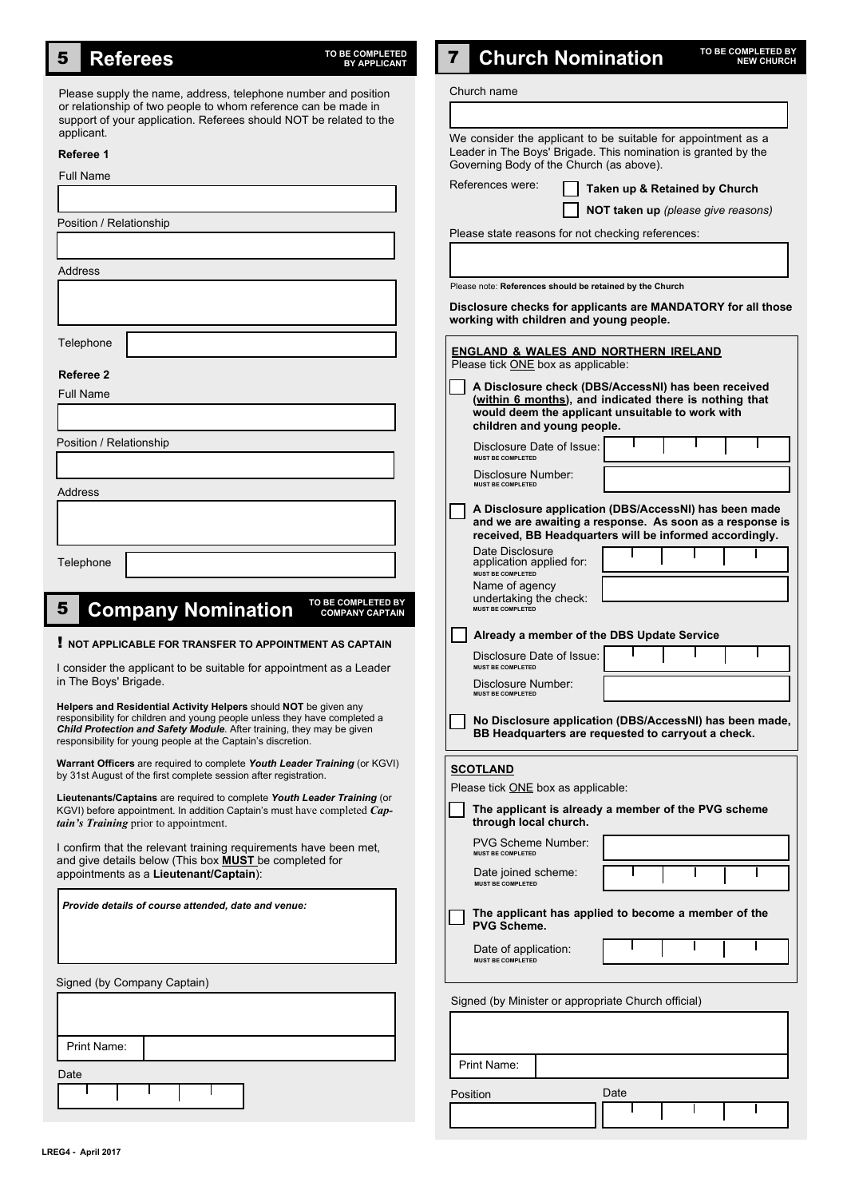## 5 Referees

TO BE COMPLETED BY APPLICANT

Please supply the name, address, telephone number and position or relationship of two people to whom reference can be made in support of your application. Referees should NOT be related to the applicant.

**Referee 1**

Full Name

Position / Relationship

Address

Telephone

**Referee 2**

Full Name

Position / Relationship

Address

Telephone

## 5 Company Nomination

TO BE COMPLETED BY COMPANY CAPTAIN

**! NOT APPLICABLE FOR TRANSFER TO APPOINTMENT AS CAPTAIN**

I consider the applicant to be suitable for appointment as a Leader in The Boys' Brigade.

**Helpers and Residential Activity Helpers** should **NOT** be given any responsibility for children and young people unless they have completed a ***Child Protection and Safety Module***. After training, they may be given responsibility for young people at the Captain's discretion.

**Warrant Officers** are required to complete ***Youth Leader Training*** (or KGVI) by 31st August of the first complete session after registration.

**Lieutenants/Captains** are required to complete ***Youth Leader Training*** (or KGVI) before appointment. In addition Captain's must have completed ***Captain's Training*** prior to appointment.

I confirm that the relevant training requirements have been met, and give details below (This box **MUST** be completed for appointments as a **Lieutenant/Captain**):

***Provide details of course attended, date and venue:***

Signed (by Company Captain)

Print Name:

Date

## 7 Church Nomination

TO BE COMPLETED BY NEW CHURCH

Church name

We consider the applicant to be suitable for appointment as a Leader in The Boys' Brigade. This nomination is granted by the Governing Body of the Church (as above).

References were:
- ☐ **Taken up & Retained by Church**
- ☐ **NOT taken up** *(please give reasons)*

Please state reasons for not checking references:

Please note: **References should be retained by the Church**

**Disclosure checks for applicants are MANDATORY for all those working with children and young people.**

**ENGLAND & WALES AND NORTHERN IRELAND**

Please tick ONE box as applicable:

☐ **A Disclosure check (DBS/AccessNI) has been received (within 6 months), and indicated there is nothing that would deem the applicant unsuitable to work with children and young people.**

Disclosure Date of Issue: MUST BE COMPLETED

Disclosure Number: MUST BE COMPLETED

☐ **A Disclosure application (DBS/AccessNI) has been made and we are awaiting a response. As soon as a response is received, BB Headquarters will be informed accordingly.**

Date Disclosure application applied for: MUST BE COMPLETED

Name of agency undertaking the check: MUST BE COMPLETED

☐ **Already a member of the DBS Update Service**

Disclosure Date of Issue: MUST BE COMPLETED

Disclosure Number: MUST BE COMPLETED

☐ **No Disclosure application (DBS/AccessNI) has been made, BB Headquarters are requested to carryout a check.**

**SCOTLAND**

Please tick ONE box as applicable:

☐ **The applicant is already a member of the PVG scheme through local church.**

PVG Scheme Number: MUST BE COMPLETED

Date joined scheme: MUST BE COMPLETED

☐ **The applicant has applied to become a member of the PVG Scheme.**

Date of application: MUST BE COMPLETED

Signed (by Minister or appropriate Church official)

Print Name:

Position

Date

LREG4 - April 2017